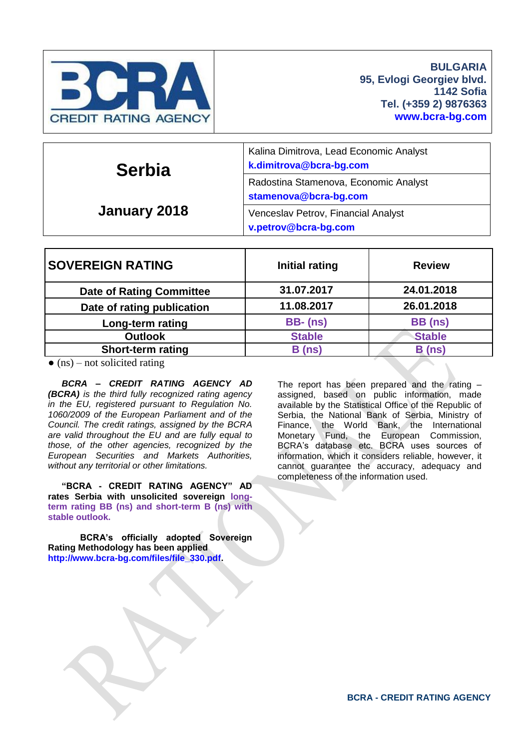BCRA CREDIT RATING AGENCY

**BULGARIA**
**95, Evlogi Georgiev blvd.**
**1142 Sofia**
**Tel. (+359 2) 9876363**
**www.bcra-bg.com**

| **Serbia** <br><br> **January 2018** | Kalina Dimitrova, Lead Economic Analyst **k.dimitrova@bcra-bg.com** |
|---|---|
| | Radostina Stamenova, Economic Analyst **stamenova@bcra-bg.com** |
| | Venceslav Petrov, Financial Analyst **v.petrov@bcra-bg.com** |

| **SOVEREIGN RATING** | **Initial rating** | **Review** |
|---|---|---|
| **Date of Rating Committee** | **31.07.2017** | **24.01.2018** |
| **Date of rating publication** | **11.08.2017** | **26.01.2018** |
| **Long-term rating** | **BB- (ns)** | **BB (ns)** |
| **Outlook** | **Stable** | **Stable** |
| **Short-term rating** | **B (ns)** | **B (ns)** |

● (ns) – not solicited rating

***BCRA – CREDIT RATING AGENCY AD (BCRA)*** *is the third fully recognized rating agency in the EU, registered pursuant to Regulation No. 1060/2009 of the European Parliament and of the Council. The credit ratings, assigned by the BCRA are valid throughout the EU and are fully equal to those, of the other agencies, recognized by the European Securities and Markets Authorities, without any territorial or other limitations.*

**"BCRA - CREDIT RATING AGENCY" AD rates Serbia with unsolicited sovereign long-term rating BB (ns) and short-term B (ns) with stable outlook.**

**BCRA's officially adopted Sovereign Rating Methodology has been applied http://www.bcra-bg.com/files/file_330.pdf.**

The report has been prepared and the rating – assigned, based on public information, made available by the Statistical Office of the Republic of Serbia, the National Bank of Serbia, Ministry of Finance, the World Bank, the International Monetary Fund, the European Commission, BCRA's database etc. BCRA uses sources of information, which it considers reliable, however, it cannot guarantee the accuracy, adequacy and completeness of the information used.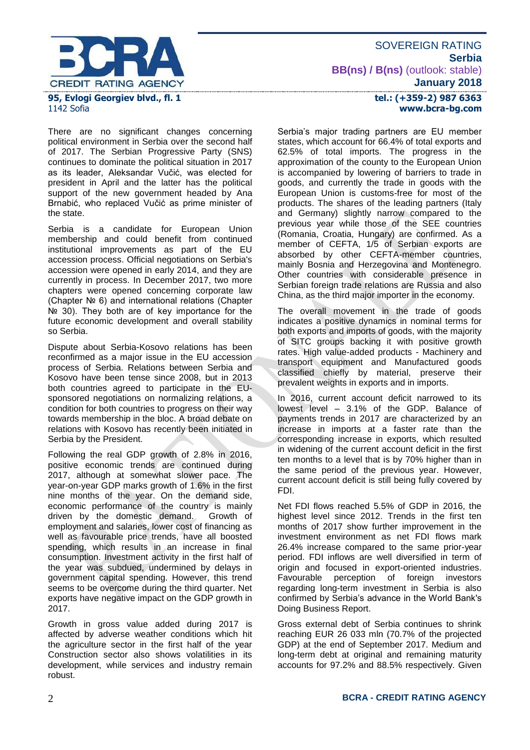There are no significant changes concerning political environment in Serbia over the second half of 2017. The Serbian Progressive Party (SNS) continues to dominate the political situation in 2017 as its leader, Aleksandar Vučić, was elected for president in April and the latter has the political support of the new government headed by Ana Brnabić, who replaced Vučić as prime minister of the state.

Serbia is a candidate for European Union membership and could benefit from continued institutional improvements as part of the EU accession process. Official negotiations on Serbia's accession were opened in early 2014, and they are currently in process. In December 2017, two more chapters were opened concerning corporate law (Chapter № 6) and international relations (Chapter № 30). They both are of key importance for the future economic development and overall stability so Serbia.

Dispute about Serbia-Kosovo relations has been reconfirmed as a major issue in the EU accession process of Serbia. Relations between Serbia and Kosovo have been tense since 2008, but in 2013 both countries agreed to participate in the EU-sponsored negotiations on normalizing relations, a condition for both countries to progress on their way towards membership in the bloc. A broad debate on relations with Kosovo has recently been initiated in Serbia by the President.

Following the real GDP growth of 2.8% in 2016, positive economic trends are continued during 2017, although at somewhat slower pace. The year-on-year GDP marks growth of 1.6% in the first nine months of the year. On the demand side, economic performance of the country is mainly driven by the domestic demand. Growth of employment and salaries, lower cost of financing as well as favourable price trends, have all boosted spending, which results in an increase in final consumption. Investment activity in the first half of the year was subdued, undermined by delays in government capital spending. However, this trend seems to be overcome during the third quarter. Net exports have negative impact on the GDP growth in 2017.

Growth in gross value added during 2017 is affected by adverse weather conditions which hit the agriculture sector in the first half of the year Construction sector also shows volatilities in its development, while services and industry remain robust.

Serbia's major trading partners are EU member states, which account for 66.4% of total exports and 62.5% of total imports. The progress in the approximation of the county to the European Union is accompanied by lowering of barriers to trade in goods, and currently the trade in goods with the European Union is customs-free for most of the products. The shares of the leading partners (Italy and Germany) slightly narrow compared to the previous year while those of the SEE countries (Romania, Croatia, Hungary) are confirmed. As a member of CEFTA, 1/5 of Serbian exports are absorbed by other CEFTA-member countries, mainly Bosnia and Herzegovina and Montenegro. Other countries with considerable presence in Serbian foreign trade relations are Russia and also China, as the third major importer in the economy.

The overall movement in the trade of goods indicates a positive dynamics in nominal terms for both exports and imports of goods, with the majority of SITC groups backing it with positive growth rates. High value-added products - Machinery and transport equipment and Manufactured goods classified chiefly by material, preserve their prevalent weights in exports and in imports.

In 2016, current account deficit narrowed to its lowest level – 3.1% of the GDP. Balance of payments trends in 2017 are characterized by an increase in imports at a faster rate than the corresponding increase in exports, which resulted in widening of the current account deficit in the first ten months to a level that is by 70% higher than in the same period of the previous year. However, current account deficit is still being fully covered by FDI.

Net FDI flows reached 5.5% of GDP in 2016, the highest level since 2012. Trends in the first ten months of 2017 show further improvement in the investment environment as net FDI flows mark 26.4% increase compared to the same prior-year period. FDI inflows are well diversified in term of origin and focused in export-oriented industries. Favourable perception of foreign investors regarding long-term investment in Serbia is also confirmed by Serbia's advance in the World Bank's Doing Business Report.

Gross external debt of Serbia continues to shrink reaching EUR 26 033 mln (70.7% of the projected GDP) at the end of September 2017. Medium and long-term debt at original and remaining maturity accounts for 97.2% and 88.5% respectively. Given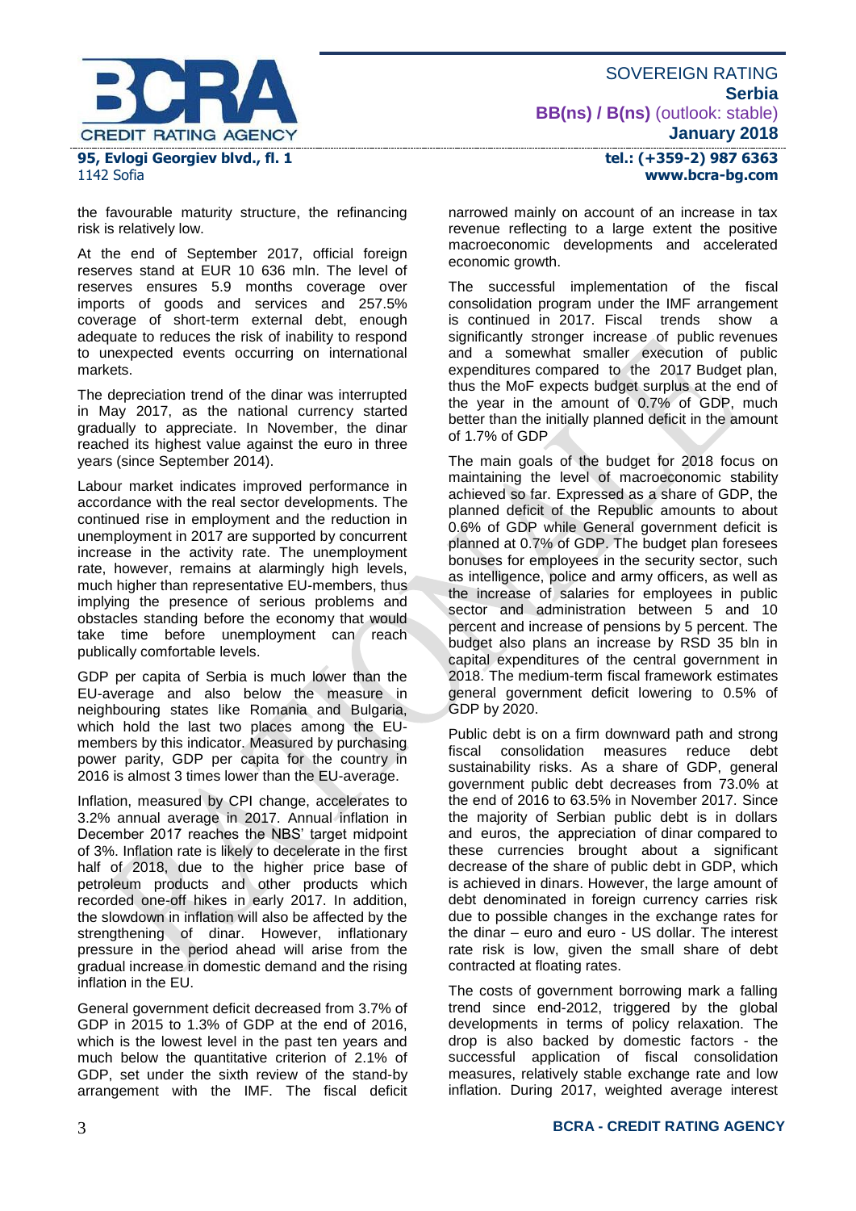the favourable maturity structure, the refinancing risk is relatively low.

At the end of September 2017, official foreign reserves stand at EUR 10 636 mln. The level of reserves ensures 5.9 months coverage over imports of goods and services and 257.5% coverage of short-term external debt, enough adequate to reduces the risk of inability to respond to unexpected events occurring on international markets.

The depreciation trend of the dinar was interrupted in May 2017, as the national currency started gradually to appreciate. In November, the dinar reached its highest value against the euro in three years (since September 2014).

Labour market indicates improved performance in accordance with the real sector developments. The continued rise in employment and the reduction in unemployment in 2017 are supported by concurrent increase in the activity rate. The unemployment rate, however, remains at alarmingly high levels, much higher than representative EU-members, thus implying the presence of serious problems and obstacles standing before the economy that would take time before unemployment can reach publically comfortable levels.

GDP per capita of Serbia is much lower than the EU-average and also below the measure in neighbouring states like Romania and Bulgaria, which hold the last two places among the EU-members by this indicator. Measured by purchasing power parity, GDP per capita for the country in 2016 is almost 3 times lower than the EU-average.

Inflation, measured by CPI change, accelerates to 3.2% annual average in 2017. Annual inflation in December 2017 reaches the NBS' target midpoint of 3%. Inflation rate is likely to decelerate in the first half of 2018, due to the higher price base of petroleum products and other products which recorded one-off hikes in early 2017. In addition, the slowdown in inflation will also be affected by the strengthening of dinar. However, inflationary pressure in the period ahead will arise from the gradual increase in domestic demand and the rising inflation in the EU.

General government deficit decreased from 3.7% of GDP in 2015 to 1.3% of GDP at the end of 2016, which is the lowest level in the past ten years and much below the quantitative criterion of 2.1% of GDP, set under the sixth review of the stand-by arrangement with the IMF. The fiscal deficit narrowed mainly on account of an increase in tax revenue reflecting to a large extent the positive macroeconomic developments and accelerated economic growth.

The successful implementation of the fiscal consolidation program under the IMF arrangement is continued in 2017. Fiscal trends show a significantly stronger increase of public revenues and a somewhat smaller execution of public expenditures compared to the 2017 Budget plan, thus the MoF expects budget surplus at the end of the year in the amount of 0.7% of GDP, much better than the initially planned deficit in the amount of 1.7% of GDP

The main goals of the budget for 2018 focus on maintaining the level of macroeconomic stability achieved so far. Expressed as a share of GDP, the planned deficit of the Republic amounts to about 0.6% of GDP while General government deficit is planned at 0.7% of GDP. The budget plan foresees bonuses for employees in the security sector, such as intelligence, police and army officers, as well as the increase of salaries for employees in public sector and administration between 5 and 10 percent and increase of pensions by 5 percent. The budget also plans an increase by RSD 35 bln in capital expenditures of the central government in 2018. The medium-term fiscal framework estimates general government deficit lowering to 0.5% of GDP by 2020.

Public debt is on a firm downward path and strong fiscal consolidation measures reduce debt sustainability risks. As a share of GDP, general government public debt decreases from 73.0% at the end of 2016 to 63.5% in November 2017. Since the majority of Serbian public debt is in dollars and euros, the appreciation of dinar compared to these currencies brought about a significant decrease of the share of public debt in GDP, which is achieved in dinars. However, the large amount of debt denominated in foreign currency carries risk due to possible changes in the exchange rates for the dinar – euro and euro - US dollar. The interest rate risk is low, given the small share of debt contracted at floating rates.

The costs of government borrowing mark a falling trend since end-2012, triggered by the global developments in terms of policy relaxation. The drop is also backed by domestic factors - the successful application of fiscal consolidation measures, relatively stable exchange rate and low inflation. During 2017, weighted average interest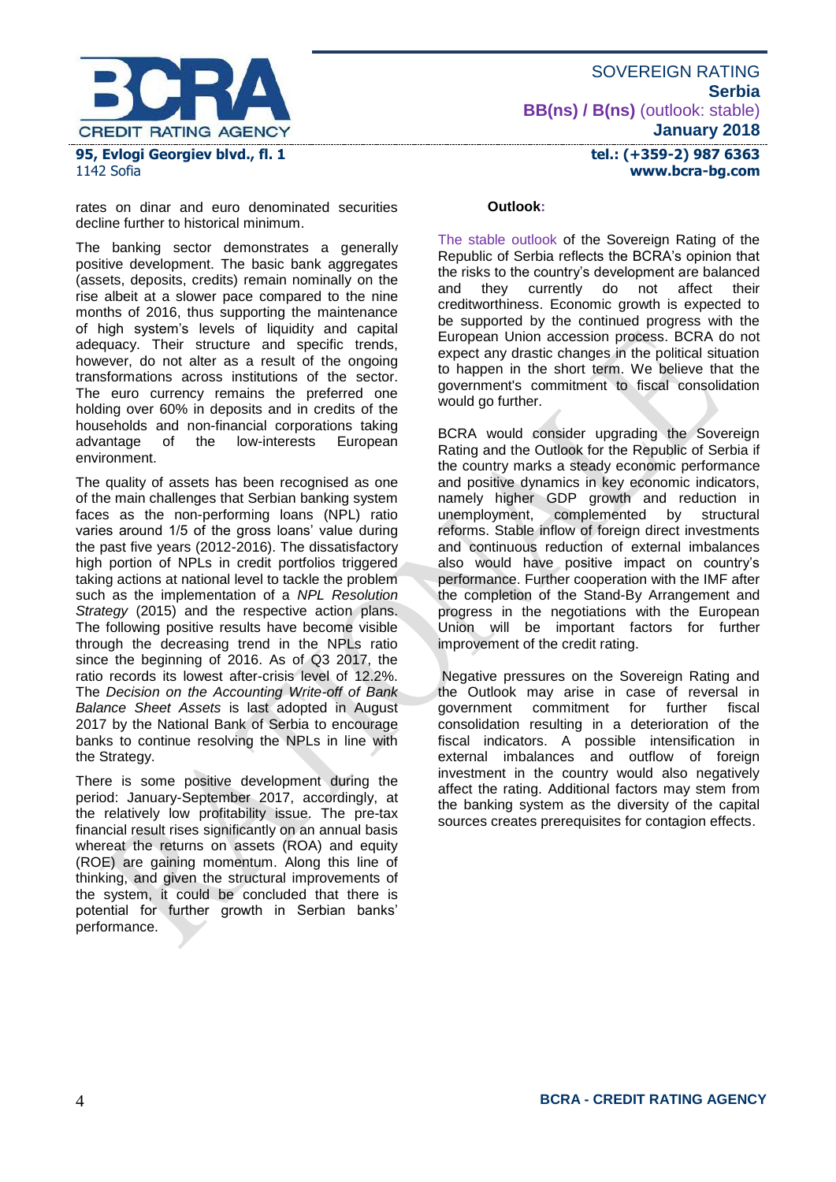rates on dinar and euro denominated securities decline further to historical minimum.

The banking sector demonstrates a generally positive development. The basic bank aggregates (assets, deposits, credits) remain nominally on the rise albeit at a slower pace compared to the nine months of 2016, thus supporting the maintenance of high system's levels of liquidity and capital adequacy. Their structure and specific trends, however, do not alter as a result of the ongoing transformations across institutions of the sector. The euro currency remains the preferred one holding over 60% in deposits and in credits of the households and non-financial corporations taking advantage of the low-interests European environment.

The quality of assets has been recognised as one of the main challenges that Serbian banking system faces as the non-performing loans (NPL) ratio varies around 1/5 of the gross loans' value during the past five years (2012-2016). The dissatisfactory high portion of NPLs in credit portfolios triggered taking actions at national level to tackle the problem such as the implementation of a *NPL Resolution Strategy* (2015) and the respective action plans. The following positive results have become visible through the decreasing trend in the NPLs ratio since the beginning of 2016. As of Q3 2017, the ratio records its lowest after-crisis level of 12.2%. The *Decision on the Accounting Write-off of Bank Balance Sheet Assets* is last adopted in August 2017 by the National Bank of Serbia to encourage banks to continue resolving the NPLs in line with the Strategy.

There is some positive development during the period: January-September 2017, accordingly, at the relatively low profitability issue. The pre-tax financial result rises significantly on an annual basis whereat the returns on assets (ROA) and equity (ROE) are gaining momentum. Along this line of thinking, and given the structural improvements of the system, it could be concluded that there is potential for further growth in Serbian banks' performance.

**Outlook:**

The stable outlook of the Sovereign Rating of the Republic of Serbia reflects the BCRA's opinion that the risks to the country's development are balanced and they currently do not affect their creditworthiness. Economic growth is expected to be supported by the continued progress with the European Union accession process. BCRA do not expect any drastic changes in the political situation to happen in the short term. We believe that the government's commitment to fiscal consolidation would go further.

BCRA would consider upgrading the Sovereign Rating and the Outlook for the Republic of Serbia if the country marks a steady economic performance and positive dynamics in key economic indicators, namely higher GDP growth and reduction in unemployment, complemented by structural reforms. Stable inflow of foreign direct investments and continuous reduction of external imbalances also would have positive impact on country's performance. Further cooperation with the IMF after the completion of the Stand-By Arrangement and progress in the negotiations with the European Union will be important factors for further improvement of the credit rating.

Negative pressures on the Sovereign Rating and the Outlook may arise in case of reversal in government commitment for further fiscal consolidation resulting in a deterioration of the fiscal indicators. A possible intensification in external imbalances and outflow of foreign investment in the country would also negatively affect the rating. Additional factors may stem from the banking system as the diversity of the capital sources creates prerequisites for contagion effects.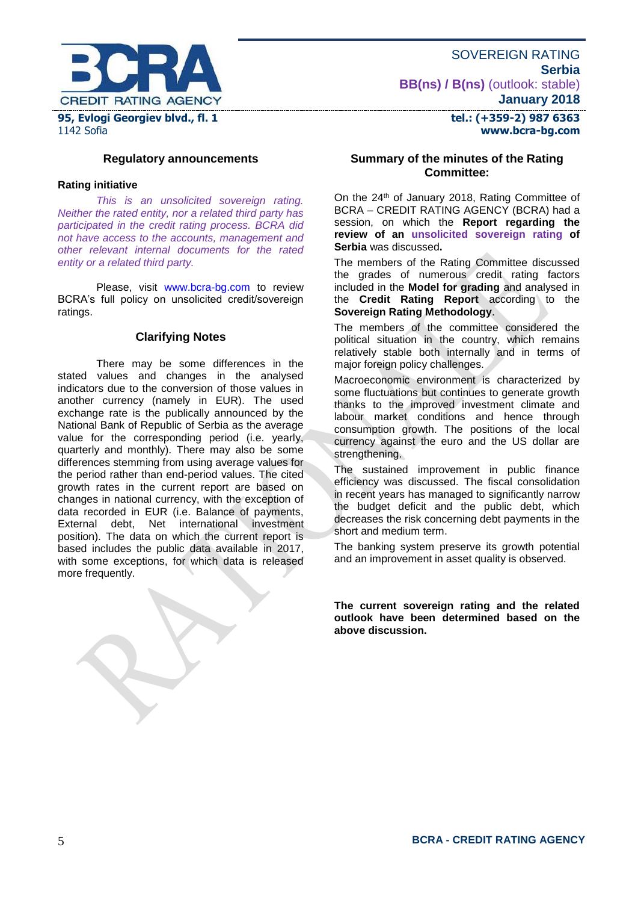## Regulatory announcements

**Rating initiative**

*This is an unsolicited sovereign rating. Neither the rated entity, nor a related third party has participated in the credit rating process. BCRA did not have access to the accounts, management and other relevant internal documents for the rated entity or a related third party.*

Please, visit www.bcra-bg.com to review BCRA's full policy on unsolicited credit/sovereign ratings.

## Clarifying Notes

There may be some differences in the stated values and changes in the analysed indicators due to the conversion of those values in another currency (namely in EUR). The used exchange rate is the publically announced by the National Bank of Republic of Serbia as the average value for the corresponding period (i.e. yearly, quarterly and monthly). There may also be some differences stemming from using average values for the period rather than end-period values. The cited growth rates in the current report are based on changes in national currency, with the exception of data recorded in EUR (i.e. Balance of payments, External debt, Net international investment position). The data on which the current report is based includes the public data available in 2017, with some exceptions, for which data is released more frequently.

## Summary of the minutes of the Rating Committee:

On the 24th of January 2018, Rating Committee of BCRA – CREDIT RATING AGENCY (BCRA) had a session, on which the **Report regarding the review of an unsolicited sovereign rating of Serbia** was discussed**.**

The members of the Rating Committee discussed the grades of numerous credit rating factors included in the **Model for grading** and analysed in the **Credit Rating Report** according to the **Sovereign Rating Methodology**.

The members of the committee considered the political situation in the country, which remains relatively stable both internally and in terms of major foreign policy challenges.

Macroeconomic environment is characterized by some fluctuations but continues to generate growth thanks to the improved investment climate and labour market conditions and hence through consumption growth. The positions of the local currency against the euro and the US dollar are strengthening.

The sustained improvement in public finance efficiency was discussed. The fiscal consolidation in recent years has managed to significantly narrow the budget deficit and the public debt, which decreases the risk concerning debt payments in the short and medium term.

The banking system preserve its growth potential and an improvement in asset quality is observed.

**The current sovereign rating and the related outlook have been determined based on the above discussion.**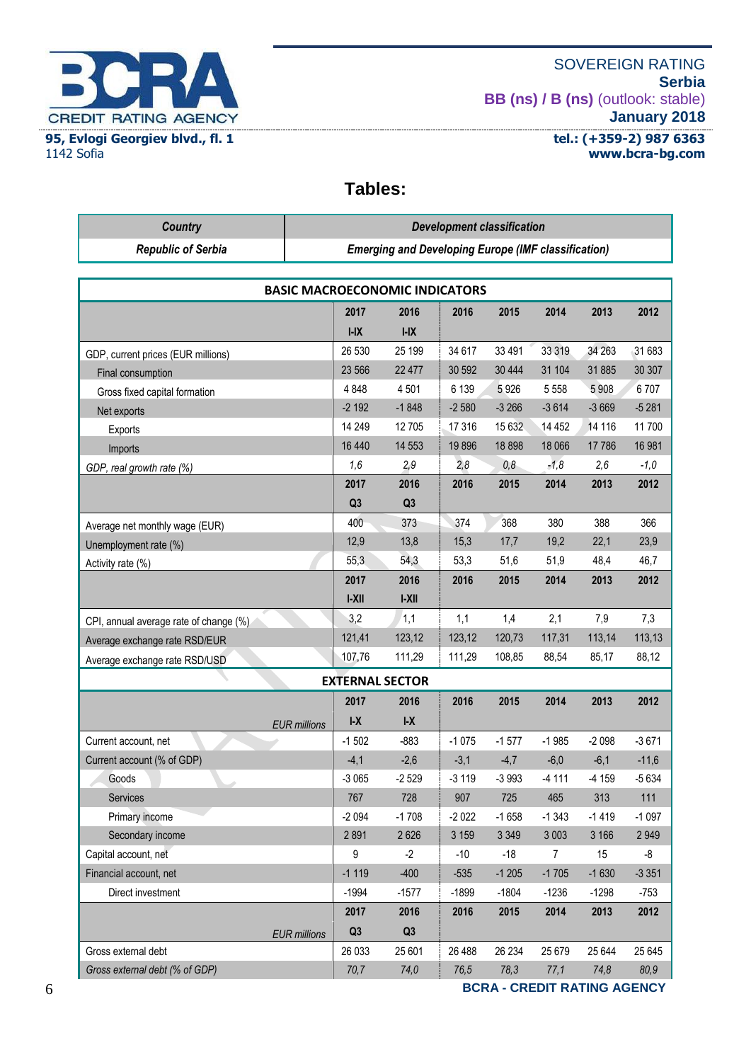## Tables:

| Country | Development classification |
|---|---|
| Republic of Serbia | Emerging and Developing Europe (IMF classification) |

| BASIC MACROECONOMIC INDICATORS | | | | | | | |
|---|---|---|---|---|---|---|---|
| | 2017 I-IX | 2016 I-IX | 2016 | 2015 | 2014 | 2013 | 2012 |
| GDP, current prices (EUR millions) | 26 530 | 25 199 | 34 617 | 33 491 | 33 319 | 34 263 | 31 683 |
| Final consumption | 23 566 | 22 477 | 30 592 | 30 444 | 31 104 | 31 885 | 30 307 |
| Gross fixed capital formation | 4 848 | 4 501 | 6 139 | 5 926 | 5 558 | 5 908 | 6 707 |
| Net exports | -2 192 | -1 848 | -2 580 | -3 266 | -3 614 | -3 669 | -5 281 |
| Exports | 14 249 | 12 705 | 17 316 | 15 632 | 14 452 | 14 116 | 11 700 |
| Imports | 16 440 | 14 553 | 19 896 | 18 898 | 18 066 | 17 786 | 16 981 |
| *GDP, real growth rate (%)* | *1,6* | *2,9* | *2,8* | *0,8* | *-1,8* | *2,6* | *-1,0* |
| | 2017 Q3 | 2016 Q3 | 2016 | 2015 | 2014 | 2013 | 2012 |
| Average net monthly wage (EUR) | 400 | 373 | 374 | 368 | 380 | 388 | 366 |
| Unemployment rate (%) | 12,9 | 13,8 | 15,3 | 17,7 | 19,2 | 22,1 | 23,9 |
| Activity rate (%) | 55,3 | 54,3 | 53,3 | 51,6 | 51,9 | 48,4 | 46,7 |
| | 2017 I-XII | 2016 I-XII | 2016 | 2015 | 2014 | 2013 | 2012 |
| CPI, annual average rate of change (%) | 3,2 | 1,1 | 1,1 | 1,4 | 2,1 | 7,9 | 7,3 |
| Average exchange rate RSD/EUR | 121,41 | 123,12 | 123,12 | 120,73 | 117,31 | 113,14 | 113,13 |
| Average exchange rate RSD/USD | 107,76 | 111,29 | 111,29 | 108,85 | 88,54 | 85,17 | 88,12 |

| EXTERNAL SECTOR | | | | | | | |
|---|---|---|---|---|---|---|---|
| *EUR millions* | 2017 I-X | 2016 I-X | 2016 | 2015 | 2014 | 2013 | 2012 |
| Current account, net | -1 502 | -883 | -1 075 | -1 577 | -1 985 | -2 098 | -3 671 |
| Current account (% of GDP) | -4,1 | -2,6 | -3,1 | -4,7 | -6,0 | -6,1 | -11,6 |
| Goods | -3 065 | -2 529 | -3 119 | -3 993 | -4 111 | -4 159 | -5 634 |
| Services | 767 | 728 | 907 | 725 | 465 | 313 | 111 |
| Primary income | -2 094 | -1 708 | -2 022 | -1 658 | -1 343 | -1 419 | -1 097 |
| Secondary income | 2 891 | 2 626 | 3 159 | 3 349 | 3 003 | 3 166 | 2 949 |
| Capital account, net | 9 | -2 | -10 | -18 | 7 | 15 | -8 |
| Financial account, net | -1 119 | -400 | -535 | -1 205 | -1 705 | -1 630 | -3 351 |
| Direct investment | -1994 | -1577 | -1899 | -1804 | -1236 | -1298 | -753 |
| *EUR millions* | 2017 Q3 | 2016 Q3 | 2016 | 2015 | 2014 | 2013 | 2012 |
| Gross external debt | 26 033 | 25 601 | 26 488 | 26 234 | 25 679 | 25 644 | 25 645 |
| *Gross external debt (% of GDP)* | *70,7* | *74,0* | *76,5* | *78,3* | *77,1* | *74,8* | *80,9* |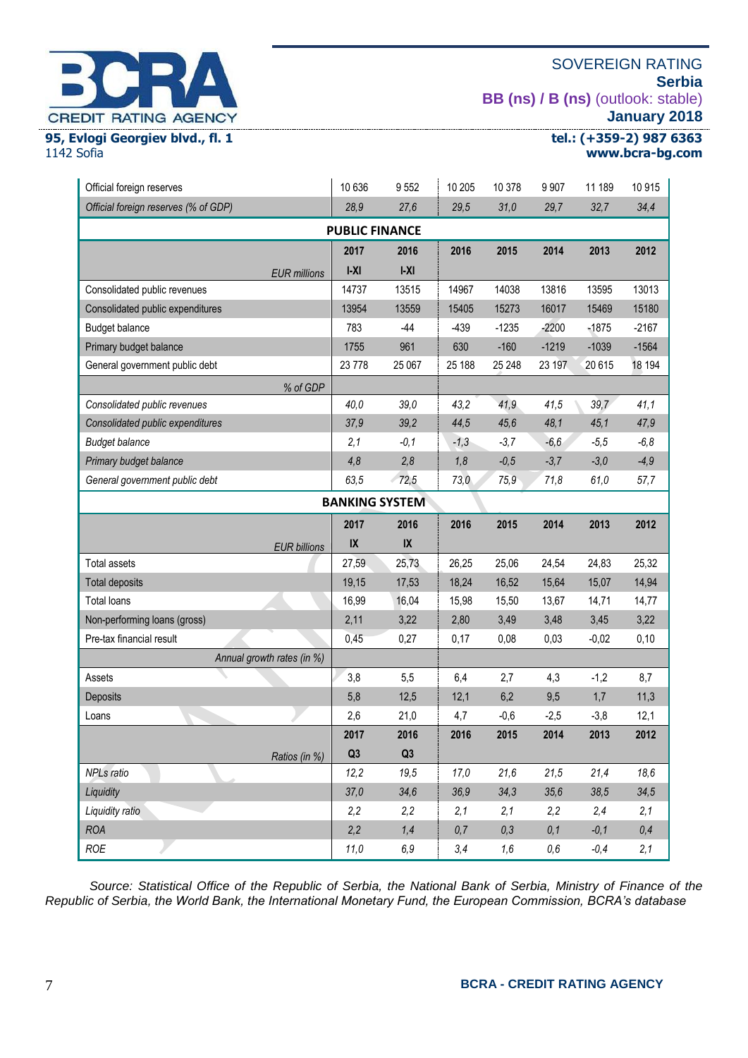| | | | | | | | |
|---|---|---|---|---|---|---|---|
| Official foreign reserves | 10 636 | 9 552 | 10 205 | 10 378 | 9 907 | 11 189 | 10 915 |
| *Official foreign reserves (% of GDP)* | *28,9* | *27,6* | *29,5* | *31,0* | *29,7* | *32,7* | *34,4* |
| **PUBLIC FINANCE** | | | | | | | |
| *EUR millions* | **2017 I-XI** | **2016 I-XI** | **2016** | **2015** | **2014** | **2013** | **2012** |
| Consolidated public revenues | 14737 | 13515 | 14967 | 14038 | 13816 | 13595 | 13013 |
| Consolidated public expenditures | 13954 | 13559 | 15405 | 15273 | 16017 | 15469 | 15180 |
| Budget balance | 783 | -44 | -439 | -1235 | -2200 | -1875 | -2167 |
| Primary budget balance | 1755 | 961 | 630 | -160 | -1219 | -1039 | -1564 |
| General government public debt | 23 778 | 25 067 | 25 188 | 25 248 | 23 197 | 20 615 | 18 194 |
| *% of GDP* | | | | | | | |
| *Consolidated public revenues* | *40,0* | *39,0* | *43,2* | *41,9* | *41,5* | *39,7* | *41,1* |
| *Consolidated public expenditures* | *37,9* | *39,2* | *44,5* | *45,6* | *48,1* | *45,1* | *47,9* |
| *Budget balance* | *2,1* | *-0,1* | *-1,3* | *-3,7* | *-6,6* | *-5,5* | *-6,8* |
| *Primary budget balance* | *4,8* | *2,8* | *1,8* | *-0,5* | *-3,7* | *-3,0* | *-4,9* |
| *General government public debt* | *63,5* | *72,5* | *73,0* | *75,9* | *71,8* | *61,0* | *57,7* |
| **BANKING SYSTEM** | | | | | | | |
| *EUR billions* | **2017 IX** | **2016 IX** | **2016** | **2015** | **2014** | **2013** | **2012** |
| Total assets | 27,59 | 25,73 | 26,25 | 25,06 | 24,54 | 24,83 | 25,32 |
| Total deposits | 19,15 | 17,53 | 18,24 | 16,52 | 15,64 | 15,07 | 14,94 |
| Total loans | 16,99 | 16,04 | 15,98 | 15,50 | 13,67 | 14,71 | 14,77 |
| Non-performing loans (gross) | 2,11 | 3,22 | 2,80 | 3,49 | 3,48 | 3,45 | 3,22 |
| Pre-tax financial result | 0,45 | 0,27 | 0,17 | 0,08 | 0,03 | -0,02 | 0,10 |
| *Annual growth rates (in %)* | | | | | | | |
| Assets | 3,8 | 5,5 | 6,4 | 2,7 | 4,3 | -1,2 | 8,7 |
| Deposits | 5,8 | 12,5 | 12,1 | 6,2 | 9,5 | 1,7 | 11,3 |
| Loans | 2,6 | 21,0 | 4,7 | -0,6 | -2,5 | -3,8 | 12,1 |
| *Ratios (in %)* | **2017 Q3** | **2016 Q3** | **2016** | **2015** | **2014** | **2013** | **2012** |
| *NPLs ratio* | *12,2* | *19,5* | *17,0* | *21,6* | *21,5* | *21,4* | *18,6* |
| *Liquidity* | *37,0* | *34,6* | *36,9* | *34,3* | *35,6* | *38,5* | *34,5* |
| *Liquidity ratio* | *2,2* | *2,2* | *2,1* | *2,1* | *2,2* | *2,4* | *2,1* |
| *ROA* | *2,2* | *1,4* | *0,7* | *0,3* | *0,1* | *-0,1* | *0,4* |
| *ROE* | *11,0* | *6,9* | *3,4* | *1,6* | *0,6* | *-0,4* | *2,1* |

*Source: Statistical Office of the Republic of Serbia, the National Bank of Serbia, Ministry of Finance of the Republic of Serbia, the World Bank, the International Monetary Fund, the European Commission, BCRA's database*